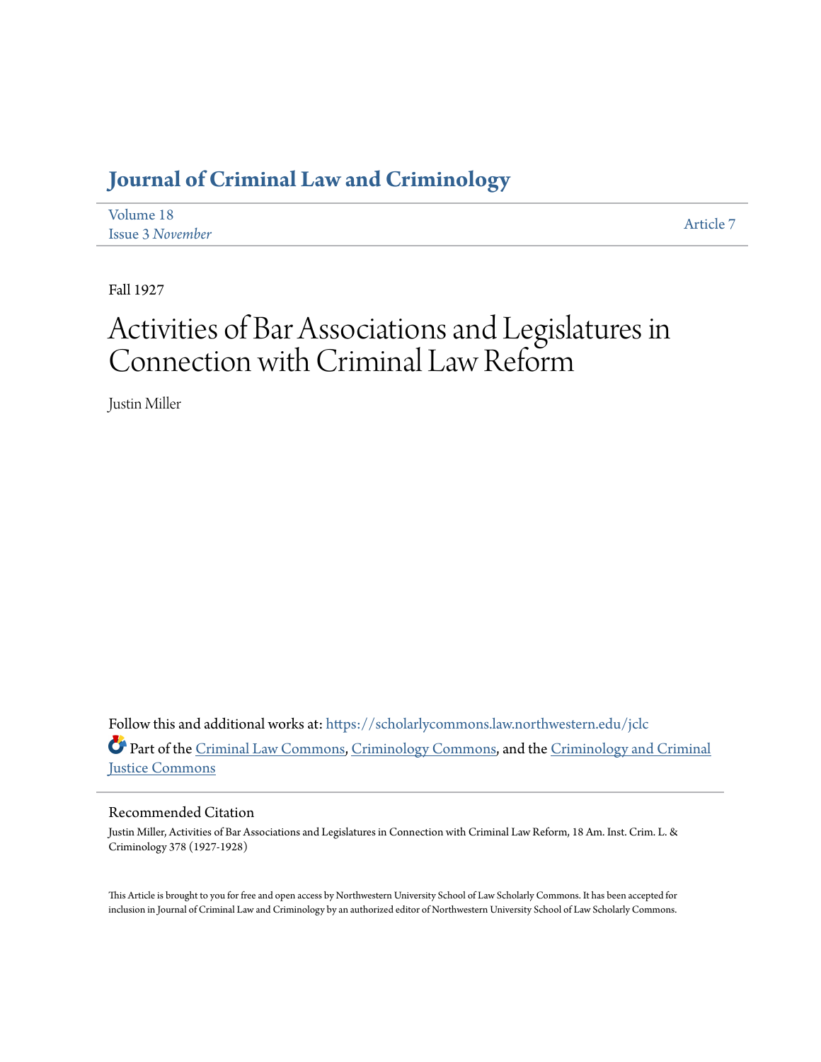# Journal of Criminal Law and Criminology

Volume 18
Issue 3 *November*

Article 7

Fall 1927

# Activities of Bar Associations and Legislatures in Connection with Criminal Law Reform

Justin Miller

Follow this and additional works at: https://scholarlycommons.law.northwestern.edu/jclc

Part of the Criminal Law Commons, Criminology Commons, and the Criminology and Criminal Justice Commons

## Recommended Citation

Justin Miller, Activities of Bar Associations and Legislatures in Connection with Criminal Law Reform, 18 Am. Inst. Crim. L. & Criminology 378 (1927-1928)

This Article is brought to you for free and open access by Northwestern University School of Law Scholarly Commons. It has been accepted for inclusion in Journal of Criminal Law and Criminology by an authorized editor of Northwestern University School of Law Scholarly Commons.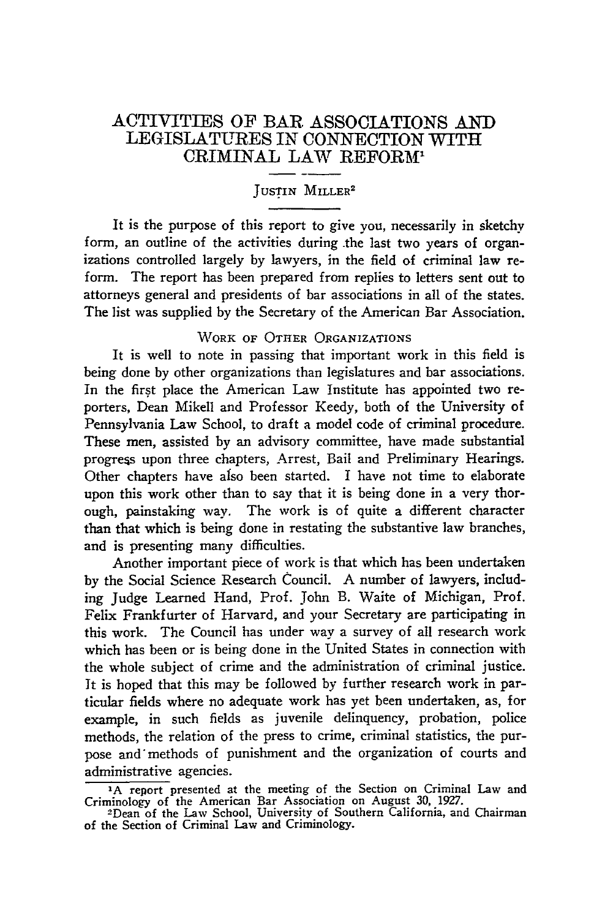# ACTIVITIES OF BAR ASSOCIATIONS AND LEGISLATURES IN CONNECTION WITH CRIMINAL LAW REFORM[1]

JUSTIN MILLER[2]

It is the purpose of this report to give you, necessarily in sketchy form, an outline of the activities during the last two years of organizations controlled largely by lawyers, in the field of criminal law reform. The report has been prepared from replies to letters sent out to attorneys general and presidents of bar associations in all of the states. The list was supplied by the Secretary of the American Bar Association.

## WORK OF OTHER ORGANIZATIONS

It is well to note in passing that important work in this field is being done by other organizations than legislatures and bar associations. In the first place the American Law Institute has appointed two reporters, Dean Mikell and Professor Keedy, both of the University of Pennsylvania Law School, to draft a model code of criminal procedure. These men, assisted by an advisory committee, have made substantial progress upon three chapters, Arrest, Bail and Preliminary Hearings. Other chapters have also been started. I have not time to elaborate upon this work other than to say that it is being done in a very thorough, painstaking way. The work is of quite a different character than that which is being done in restating the substantive law branches, and is presenting many difficulties.

Another important piece of work is that which has been undertaken by the Social Science Research Council. A number of lawyers, including Judge Learned Hand, Prof. John B. Waite of Michigan, Prof. Felix Frankfurter of Harvard, and your Secretary are participating in this work. The Council has under way a survey of all research work which has been or is being done in the United States in connection with the whole subject of crime and the administration of criminal justice. It is hoped that this may be followed by further research work in particular fields where no adequate work has yet been undertaken, as, for example, in such fields as juvenile delinquency, probation, police methods, the relation of the press to crime, criminal statistics, the purpose and methods of punishment and the organization of courts and administrative agencies.

---

[1] A report presented at the meeting of the Section on Criminal Law and Criminology of the American Bar Association on August 30, 1927.

[2] Dean of the Law School, University of Southern California, and Chairman of the Section of Criminal Law and Criminology.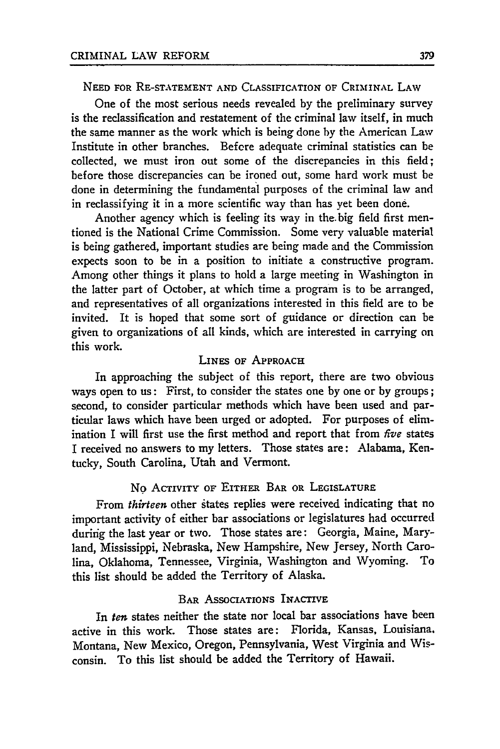## NEED FOR RE-STATEMENT AND CLASSIFICATION OF CRIMINAL LAW

One of the most serious needs revealed by the preliminary survey is the reclassification and restatement of the criminal law itself, in much the same manner as the work which is being done by the American Law Institute in other branches. Before adequate criminal statistics can be collected, we must iron out some of the discrepancies in this field; before those discrepancies can be ironed out, some hard work must be done in determining the fundamental purposes of the criminal law and in reclassifying it in a more scientific way than has yet been done.

Another agency which is feeling its way in the big field first mentioned is the National Crime Commission. Some very valuable material is being gathered, important studies are being made and the Commission expects soon to be in a position to initiate a constructive program. Among other things it plans to hold a large meeting in Washington in the latter part of October, at which time a program is to be arranged, and representatives of all organizations interested in this field are to be invited. It is hoped that some sort of guidance or direction can be given to organizations of all kinds, which are interested in carrying on this work.

## LINES OF APPROACH

In approaching the subject of this report, there are two obvious ways open to us: First, to consider the states one by one or by groups; second, to consider particular methods which have been used and particular laws which have been urged or adopted. For purposes of elimination I will first use the first method and report that from *five* states I received no answers to my letters. Those states are: Alabama, Kentucky, South Carolina, Utah and Vermont.

## NO ACTIVITY OF EITHER BAR OR LEGISLATURE

From *thirteen* other states replies were received indicating that no important activity of either bar associations or legislatures had occurred during the last year or two. Those states are: Georgia, Maine, Maryland, Mississippi, Nebraska, New Hampshire, New Jersey, North Carolina, Oklahoma, Tennessee, Virginia, Washington and Wyoming. To this list should be added the Territory of Alaska.

## BAR ASSOCIATIONS INACTIVE

In *ten* states neither the state nor local bar associations have been active in this work. Those states are: Florida, Kansas, Louisiana, Montana, New Mexico, Oregon, Pennsylvania, West Virginia and Wisconsin. To this list should be added the Territory of Hawaii.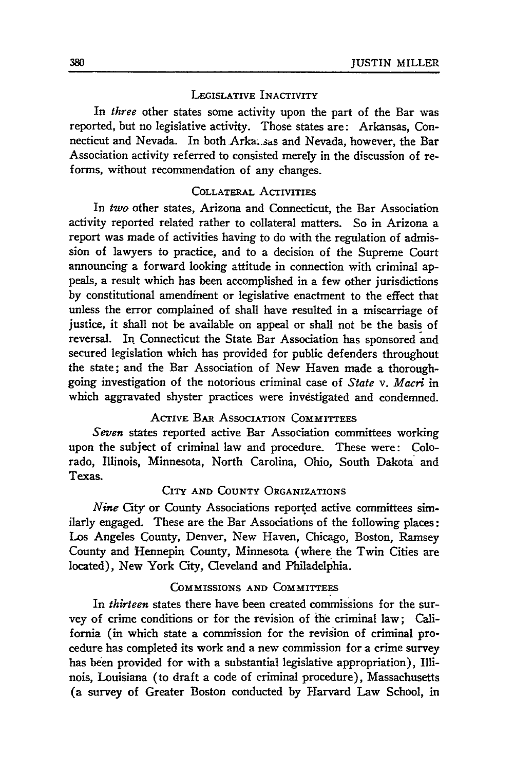### Legislative Inactivity

In *three* other states some activity upon the part of the Bar was reported, but no legislative activity. Those states are: Arkansas, Connecticut and Nevada. In both Arkansas and Nevada, however, the Bar Association activity referred to consisted merely in the discussion of reforms, without recommendation of any changes.

### Collateral Activities

In *two* other states, Arizona and Connecticut, the Bar Association activity reported related rather to collateral matters. So in Arizona a report was made of activities having to do with the regulation of admission of lawyers to practice, and to a decision of the Supreme Court announcing a forward looking attitude in connection with criminal appeals, a result which has been accomplished in a few other jurisdictions by constitutional amendment or legislative enactment to the effect that unless the error complained of shall have resulted in a miscarriage of justice, it shall not be available on appeal or shall not be the basis of reversal. In Connecticut the State Bar Association has sponsored and secured legislation which has provided for public defenders throughout the state; and the Bar Association of New Haven made a thoroughgoing investigation of the notorious criminal case of *State* v. *Macri* in which aggravated shyster practices were investigated and condemned.

### Active Bar Association Committees

*Seven* states reported active Bar Association committees working upon the subject of criminal law and procedure. These were: Colorado, Illinois, Minnesota, North Carolina, Ohio, South Dakota and Texas.

### City and County Organizations

*Nine* City or County Associations reported active committees similarly engaged. These are the Bar Associations of the following places: Los Angeles County, Denver, New Haven, Chicago, Boston, Ramsey County and Hennepin County, Minnesota (where the Twin Cities are located), New York City, Cleveland and Philadelphia.

### Commissions and Committees

In *thirteen* states there have been created commissions for the survey of crime conditions or for the revision of the criminal law; California (in which state a commission for the revision of criminal procedure has completed its work and a new commission for a crime survey has been provided for with a substantial legislative appropriation), Illinois, Louisiana (to draft a code of criminal procedure), Massachusetts (a survey of Greater Boston conducted by Harvard Law School, in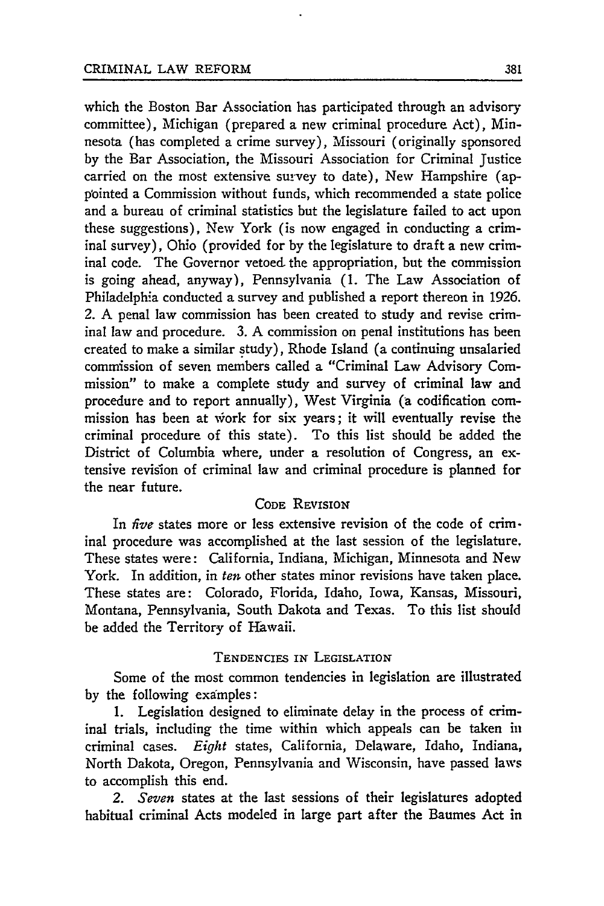which the Boston Bar Association has participated through an advisory committee), Michigan (prepared a new criminal procedure Act), Minnesota (has completed a crime survey), Missouri (originally sponsored by the Bar Association, the Missouri Association for Criminal Justice carried on the most extensive survey to date), New Hampshire (appointed a Commission without funds, which recommended a state police and a bureau of criminal statistics but the legislature failed to act upon these suggestions), New York (is now engaged in conducting a criminal survey), Ohio (provided for by the legislature to draft a new criminal code. The Governor vetoed the appropriation, but the commission is going ahead, anyway), Pennsylvania (1. The Law Association of Philadelphia conducted a survey and published a report thereon in 1926. 2. A penal law commission has been created to study and revise criminal law and procedure. 3. A commission on penal institutions has been created to make a similar study), Rhode Island (a continuing unsalaried commission of seven members called a "Criminal Law Advisory Commission" to make a complete study and survey of criminal law and procedure and to report annually), West Virginia (a codification commission has been at work for six years; it will eventually revise the criminal procedure of this state). To this list should be added the District of Columbia where, under a resolution of Congress, an extensive revision of criminal law and criminal procedure is planned for the near future.

## Code Revision

In *five* states more or less extensive revision of the code of criminal procedure was accomplished at the last session of the legislature. These states were: California, Indiana, Michigan, Minnesota and New York. In addition, in *ten* other states minor revisions have taken place. These states are: Colorado, Florida, Idaho, Iowa, Kansas, Missouri, Montana, Pennsylvania, South Dakota and Texas. To this list should be added the Territory of Hawaii.

## Tendencies in Legislation

Some of the most common tendencies in legislation are illustrated by the following examples:

1. Legislation designed to eliminate delay in the process of criminal trials, including the time within which appeals can be taken in criminal cases. *Eight* states, California, Delaware, Idaho, Indiana, North Dakota, Oregon, Pennsylvania and Wisconsin, have passed laws to accomplish this end.

2. *Seven* states at the last sessions of their legislatures adopted habitual criminal Acts modeled in large part after the Baumes Act in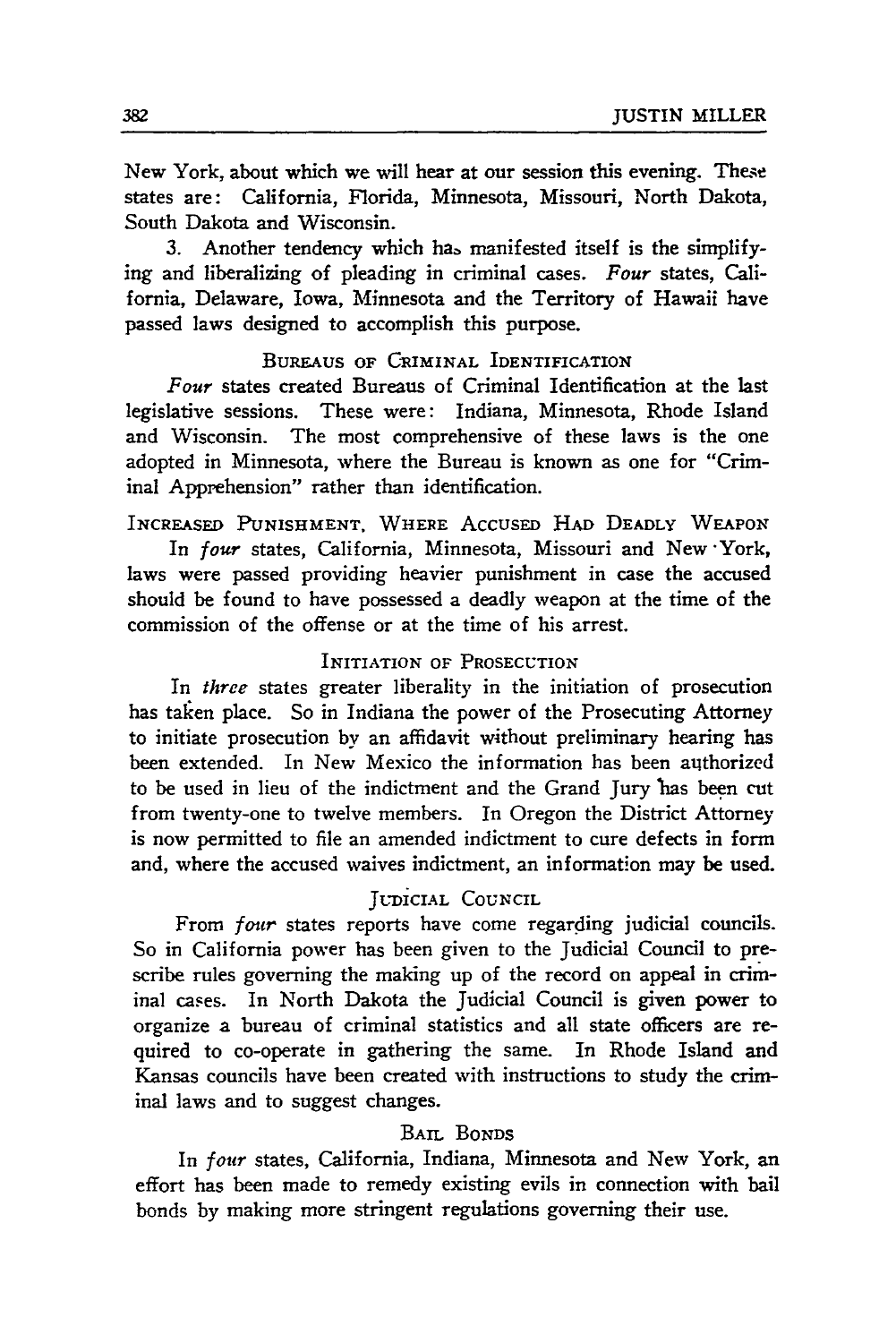New York, about which we will hear at our session this evening. These states are: California, Florida, Minnesota, Missouri, North Dakota, South Dakota and Wisconsin.

3. Another tendency which has manifested itself is the simplifying and liberalizing of pleading in criminal cases. *Four* states, California, Delaware, Iowa, Minnesota and the Territory of Hawaii have passed laws designed to accomplish this purpose.

### Bureaus of Criminal Identification

*Four* states created Bureaus of Criminal Identification at the last legislative sessions. These were: Indiana, Minnesota, Rhode Island and Wisconsin. The most comprehensive of these laws is the one adopted in Minnesota, where the Bureau is known as one for "Criminal Apprehension" rather than identification.

### Increased Punishment, Where Accused Had Deadly Weapon

In *four* states, California, Minnesota, Missouri and New York, laws were passed providing heavier punishment in case the accused should be found to have possessed a deadly weapon at the time of the commission of the offense or at the time of his arrest.

### Initiation of Prosecution

In *three* states greater liberality in the initiation of prosecution has taken place. So in Indiana the power of the Prosecuting Attorney to initiate prosecution by an affidavit without preliminary hearing has been extended. In New Mexico the information has been authorized to be used in lieu of the indictment and the Grand Jury has been cut from twenty-one to twelve members. In Oregon the District Attorney is now permitted to file an amended indictment to cure defects in form and, where the accused waives indictment, an information may be used.

### Judicial Council

From *four* states reports have come regarding judicial councils. So in California power has been given to the Judicial Council to prescribe rules governing the making up of the record on appeal in criminal cases. In North Dakota the Judicial Council is given power to organize a bureau of criminal statistics and all state officers are required to co-operate in gathering the same. In Rhode Island and Kansas councils have been created with instructions to study the criminal laws and to suggest changes.

### Bail Bonds

In *four* states, California, Indiana, Minnesota and New York, an effort has been made to remedy existing evils in connection with bail bonds by making more stringent regulations governing their use.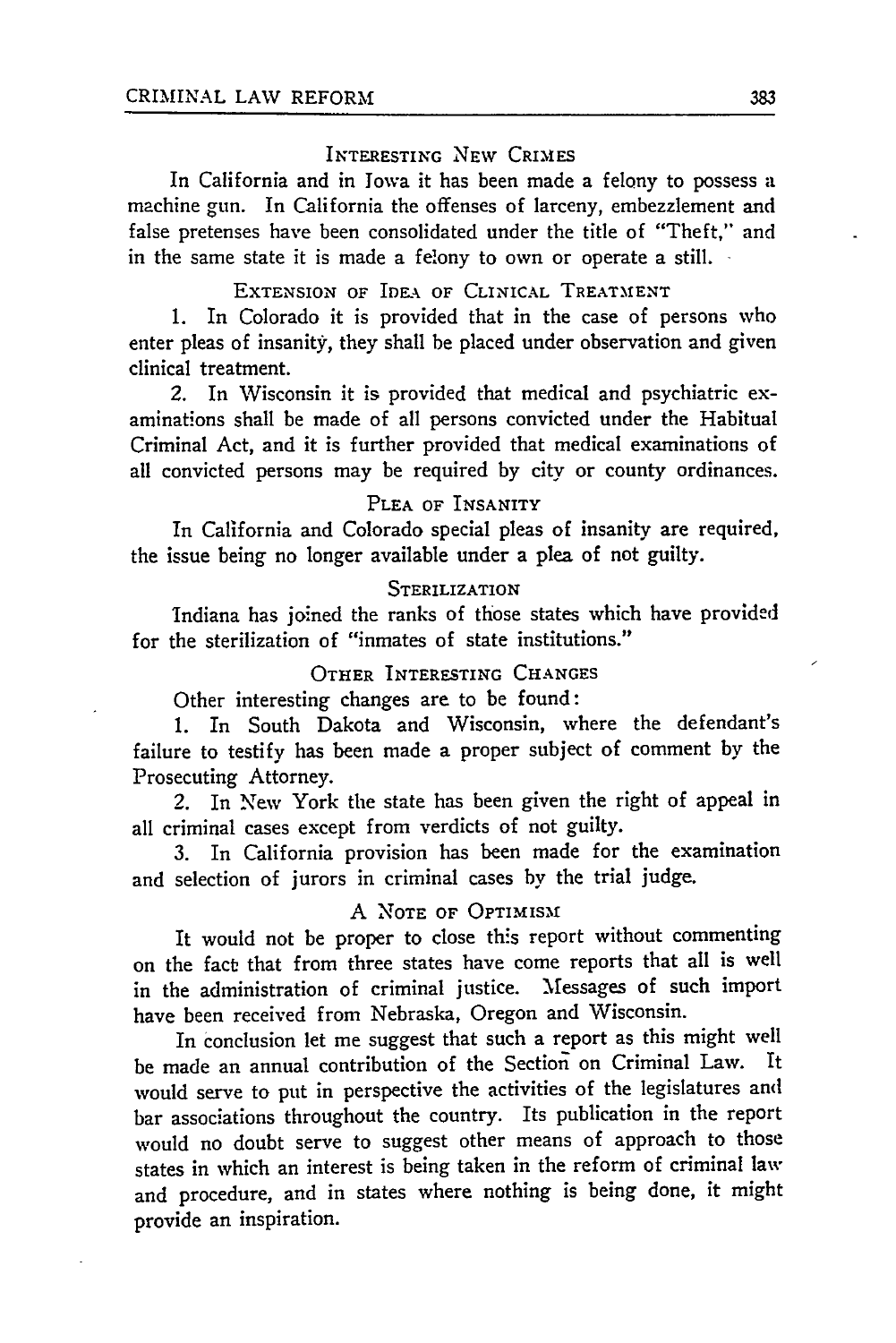### Interesting New Crimes

In California and in Iowa it has been made a felony to possess a machine gun. In California the offenses of larceny, embezzlement and false pretenses have been consolidated under the title of "Theft," and in the same state it is made a felony to own or operate a still.

### Extension of Idea of Clinical Treatment

1. In Colorado it is provided that in the case of persons who enter pleas of insanity, they shall be placed under observation and given clinical treatment.

2. In Wisconsin it is provided that medical and psychiatric examinations shall be made of all persons convicted under the Habitual Criminal Act, and it is further provided that medical examinations of all convicted persons may be required by city or county ordinances.

### Plea of Insanity

In California and Colorado special pleas of insanity are required, the issue being no longer available under a plea of not guilty.

### Sterilization

Indiana has joined the ranks of those states which have provided for the sterilization of "inmates of state institutions."

### Other Interesting Changes

Other interesting changes are to be found:

1. In South Dakota and Wisconsin, where the defendant's failure to testify has been made a proper subject of comment by the Prosecuting Attorney.

2. In New York the state has been given the right of appeal in all criminal cases except from verdicts of not guilty.

3. In California provision has been made for the examination and selection of jurors in criminal cases by the trial judge.

### A Note of Optimism

It would not be proper to close this report without commenting on the fact that from three states have come reports that all is well in the administration of criminal justice. Messages of such import have been received from Nebraska, Oregon and Wisconsin.

In conclusion let me suggest that such a report as this might well be made an annual contribution of the Section on Criminal Law. It would serve to put in perspective the activities of the legislatures and bar associations throughout the country. Its publication in the report would no doubt serve to suggest other means of approach to those states in which an interest is being taken in the reform of criminal law and procedure, and in states where nothing is being done, it might provide an inspiration.